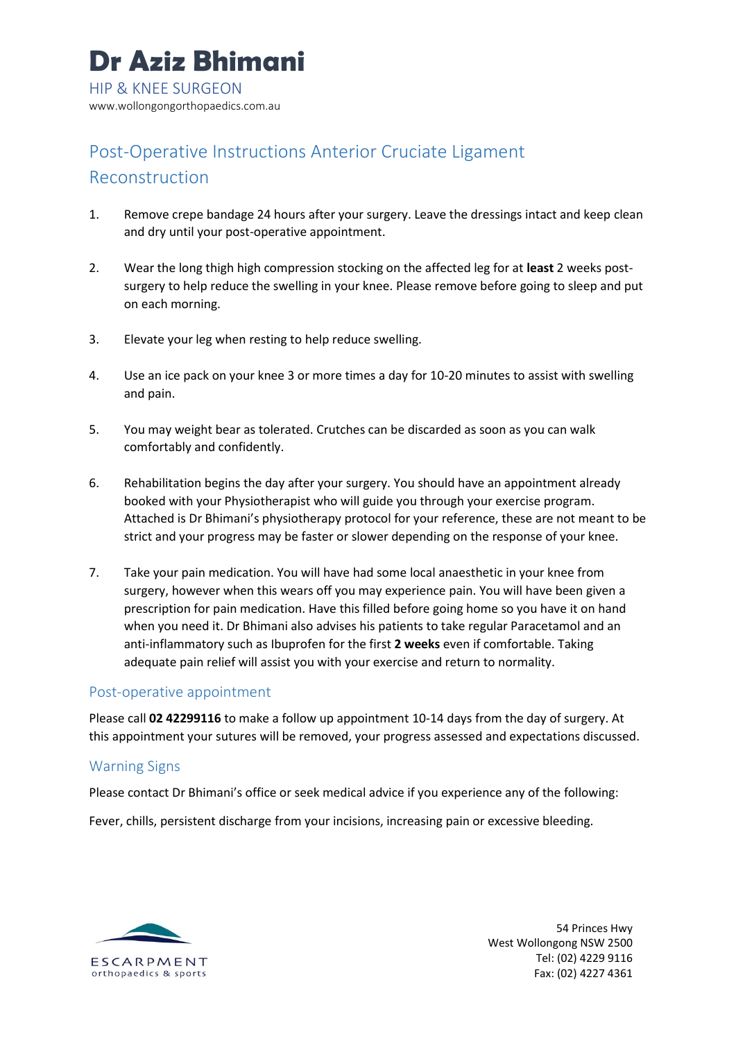# Dr Aziz Bhimani

HIP & KNEE SURGEON
www.wollongongorthopaedics.com.au

## Post-Operative Instructions Anterior Cruciate Ligament Reconstruction

1. Remove crepe bandage 24 hours after your surgery. Leave the dressings intact and keep clean and dry until your post-operative appointment.

2. Wear the long thigh high compression stocking on the affected leg for at **least** 2 weeks post-surgery to help reduce the swelling in your knee. Please remove before going to sleep and put on each morning.

3. Elevate your leg when resting to help reduce swelling.

4. Use an ice pack on your knee 3 or more times a day for 10-20 minutes to assist with swelling and pain.

5. You may weight bear as tolerated. Crutches can be discarded as soon as you can walk comfortably and confidently.

6. Rehabilitation begins the day after your surgery. You should have an appointment already booked with your Physiotherapist who will guide you through your exercise program. Attached is Dr Bhimani's physiotherapy protocol for your reference, these are not meant to be strict and your progress may be faster or slower depending on the response of your knee.

7. Take your pain medication. You will have had some local anaesthetic in your knee from surgery, however when this wears off you may experience pain. You will have been given a prescription for pain medication. Have this filled before going home so you have it on hand when you need it. Dr Bhimani also advises his patients to take regular Paracetamol and an anti-inflammatory such as Ibuprofen for the first **2 weeks** even if comfortable. Taking adequate pain relief will assist you with your exercise and return to normality.

### Post-operative appointment

Please call **02 42299116** to make a follow up appointment 10-14 days from the day of surgery. At this appointment your sutures will be removed, your progress assessed and expectations discussed.

### Warning Signs

Please contact Dr Bhimani's office or seek medical advice if you experience any of the following:

Fever, chills, persistent discharge from your incisions, increasing pain or excessive bleeding.

ESCARPMENT
orthopaedics & sports

54 Princes Hwy
West Wollongong NSW 2500
Tel: (02) 4229 9116
Fax: (02) 4227 4361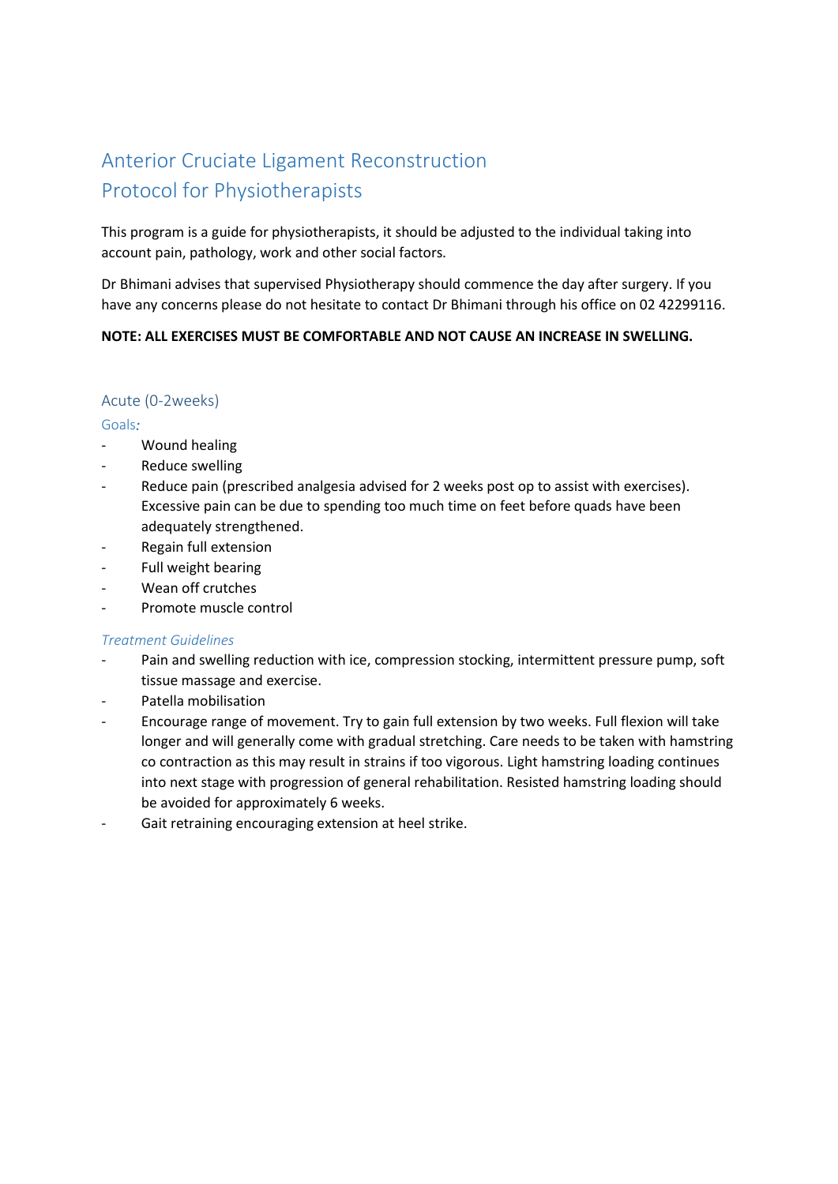# Anterior Cruciate Ligament Reconstruction Protocol for Physiotherapists

This program is a guide for physiotherapists, it should be adjusted to the individual taking into account pain, pathology, work and other social factors.

Dr Bhimani advises that supervised Physiotherapy should commence the day after surgery. If you have any concerns please do not hesitate to contact Dr Bhimani through his office on 02 42299116.

**NOTE: ALL EXERCISES MUST BE COMFORTABLE AND NOT CAUSE AN INCREASE IN SWELLING.**

## Acute (0-2weeks)

### Goals*:*

- Wound healing
- Reduce swelling
- Reduce pain (prescribed analgesia advised for 2 weeks post op to assist with exercises). Excessive pain can be due to spending too much time on feet before quads have been adequately strengthened.
- Regain full extension
- Full weight bearing
- Wean off crutches
- Promote muscle control

### *Treatment Guidelines*

- Pain and swelling reduction with ice, compression stocking, intermittent pressure pump, soft tissue massage and exercise.
- Patella mobilisation
- Encourage range of movement. Try to gain full extension by two weeks. Full flexion will take longer and will generally come with gradual stretching. Care needs to be taken with hamstring co contraction as this may result in strains if too vigorous. Light hamstring loading continues into next stage with progression of general rehabilitation. Resisted hamstring loading should be avoided for approximately 6 weeks.
- Gait retraining encouraging extension at heel strike.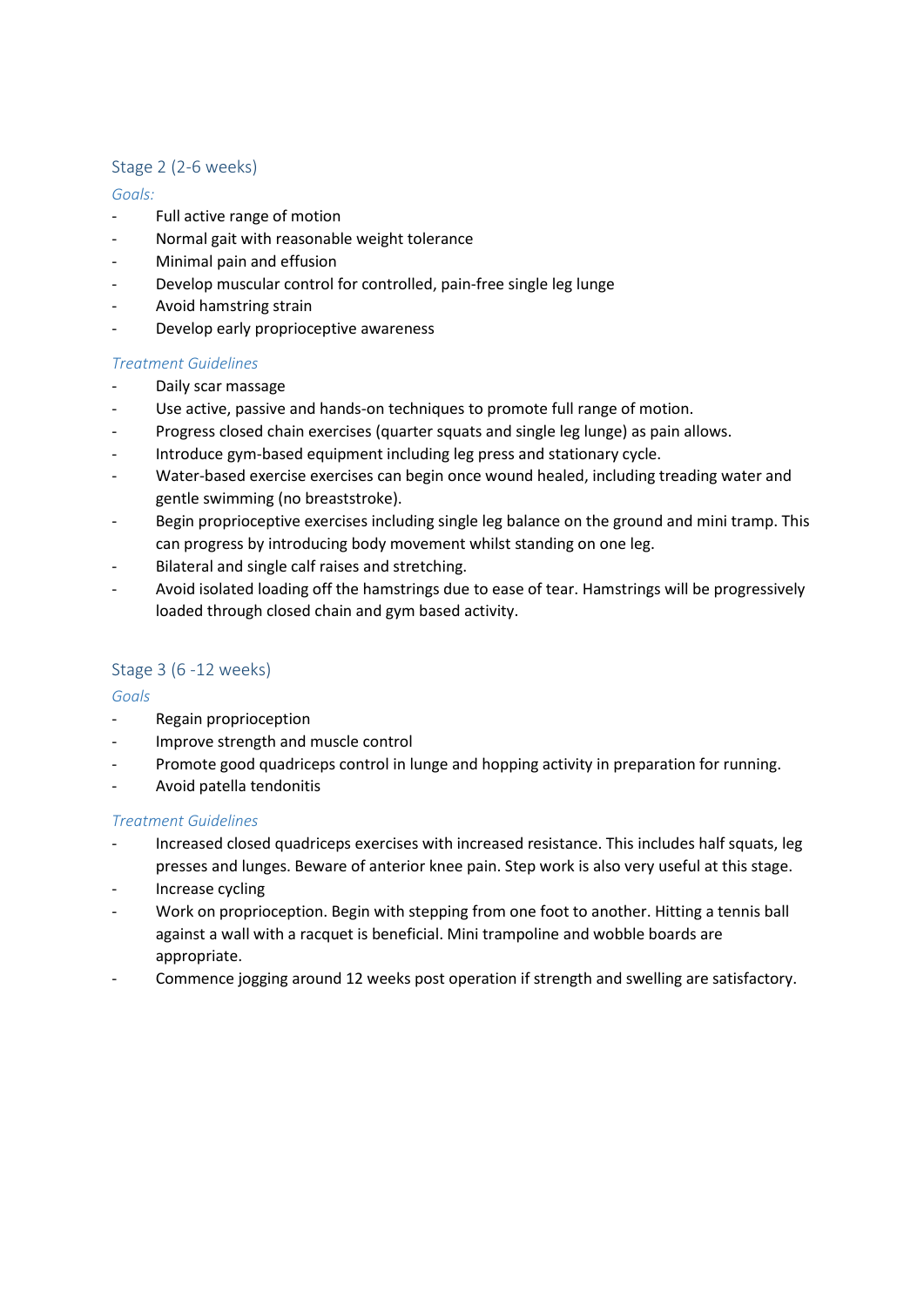## Stage 2 (2-6 weeks)

*Goals:*

- Full active range of motion
- Normal gait with reasonable weight tolerance
- Minimal pain and effusion
- Develop muscular control for controlled, pain-free single leg lunge
- Avoid hamstring strain
- Develop early proprioceptive awareness

*Treatment Guidelines*

- Daily scar massage
- Use active, passive and hands-on techniques to promote full range of motion.
- Progress closed chain exercises (quarter squats and single leg lunge) as pain allows.
- Introduce gym-based equipment including leg press and stationary cycle.
- Water-based exercise exercises can begin once wound healed, including treading water and gentle swimming (no breaststroke).
- Begin proprioceptive exercises including single leg balance on the ground and mini tramp. This can progress by introducing body movement whilst standing on one leg.
- Bilateral and single calf raises and stretching.
- Avoid isolated loading off the hamstrings due to ease of tear. Hamstrings will be progressively loaded through closed chain and gym based activity.

## Stage 3 (6 -12 weeks)

*Goals*

- Regain proprioception
- Improve strength and muscle control
- Promote good quadriceps control in lunge and hopping activity in preparation for running.
- Avoid patella tendonitis

*Treatment Guidelines*

- Increased closed quadriceps exercises with increased resistance. This includes half squats, leg presses and lunges. Beware of anterior knee pain. Step work is also very useful at this stage.
- Increase cycling
- Work on proprioception. Begin with stepping from one foot to another. Hitting a tennis ball against a wall with a racquet is beneficial. Mini trampoline and wobble boards are appropriate.
- Commence jogging around 12 weeks post operation if strength and swelling are satisfactory.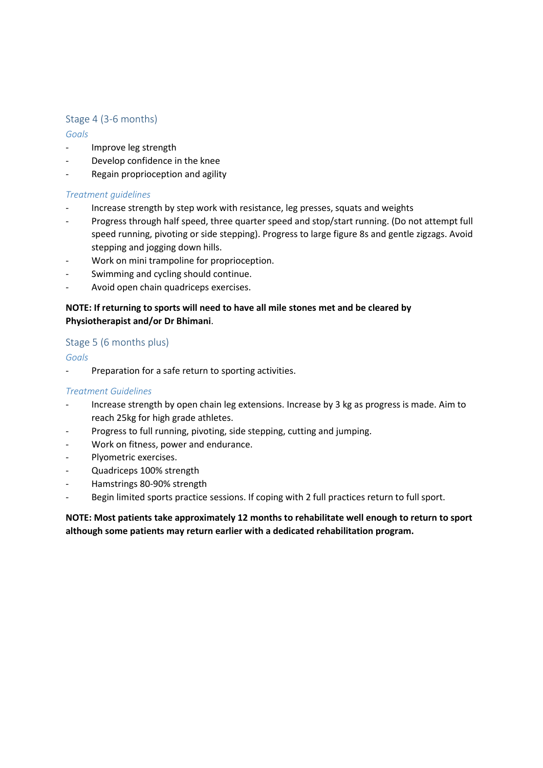## Stage 4 (3-6 months)

### *Goals*

- Improve leg strength
- Develop confidence in the knee
- Regain proprioception and agility

### *Treatment guidelines*

- Increase strength by step work with resistance, leg presses, squats and weights
- Progress through half speed, three quarter speed and stop/start running. (Do not attempt full speed running, pivoting or side stepping). Progress to large figure 8s and gentle zigzags. Avoid stepping and jogging down hills.
- Work on mini trampoline for proprioception.
- Swimming and cycling should continue.
- Avoid open chain quadriceps exercises.

**NOTE: If returning to sports will need to have all mile stones met and be cleared by Physiotherapist and/or Dr Bhimani**.

## Stage 5 (6 months plus)

### *Goals*

- Preparation for a safe return to sporting activities.

### *Treatment Guidelines*

- Increase strength by open chain leg extensions. Increase by 3 kg as progress is made. Aim to reach 25kg for high grade athletes.
- Progress to full running, pivoting, side stepping, cutting and jumping.
- Work on fitness, power and endurance.
- Plyometric exercises.
- Quadriceps 100% strength
- Hamstrings 80-90% strength
- Begin limited sports practice sessions. If coping with 2 full practices return to full sport.

**NOTE: Most patients take approximately 12 months to rehabilitate well enough to return to sport although some patients may return earlier with a dedicated rehabilitation program.**